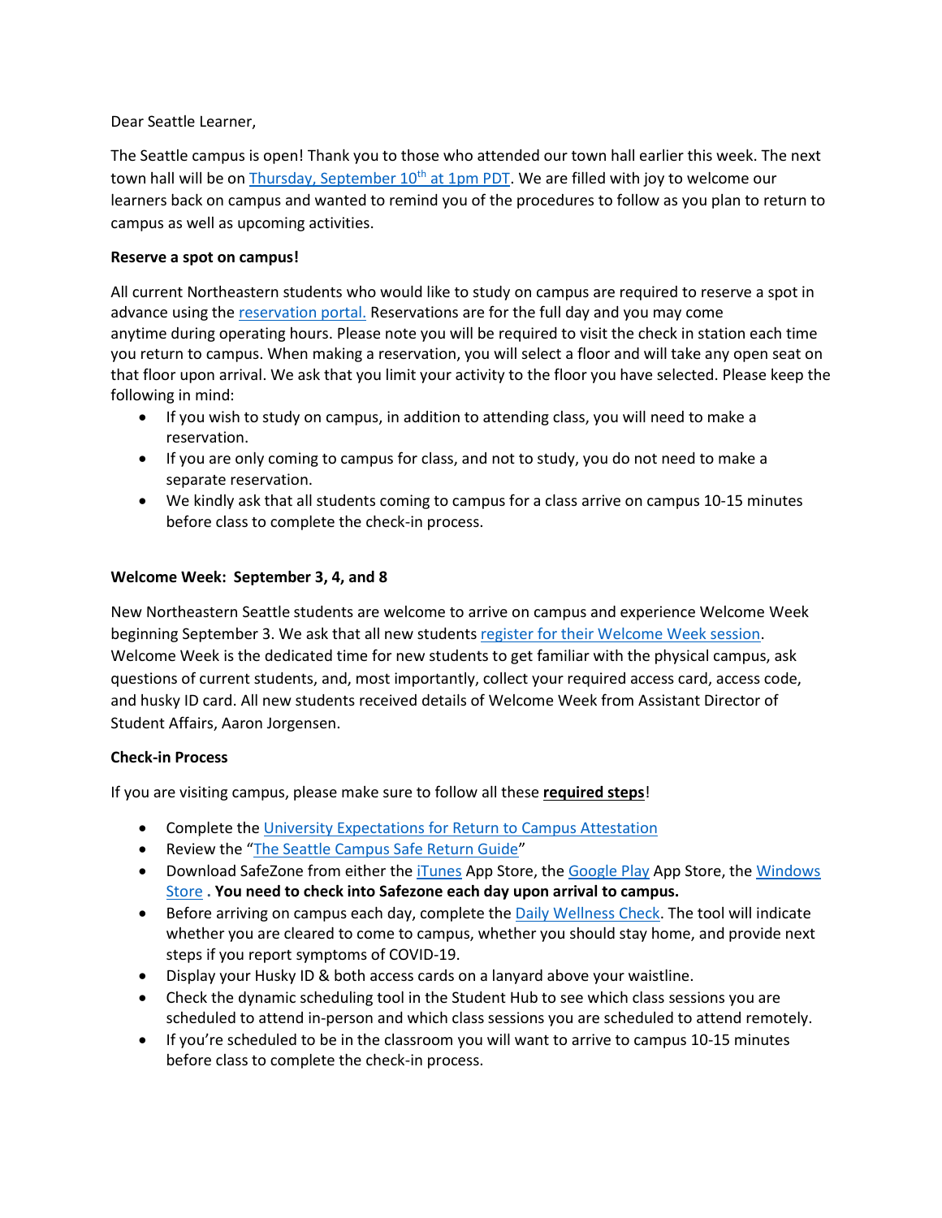Dear Seattle Learner,

The Seattle campus is open! Thank you to those who attended our town hall earlier this week. The next town hall will be on Thursday, September 10th at 1pm PDT. We are filled with joy to welcome our learners back on campus and wanted to remind you of the procedures to follow as you plan to return to campus as well as upcoming activities.

**Reserve a spot on campus!**

All current Northeastern students who would like to study on campus are required to reserve a spot in advance using the reservation portal. Reservations are for the full day and you may come anytime during operating hours. Please note you will be required to visit the check in station each time you return to campus. When making a reservation, you will select a floor and will take any open seat on that floor upon arrival. We ask that you limit your activity to the floor you have selected. Please keep the following in mind:

- If you wish to study on campus, in addition to attending class, you will need to make a reservation.
- If you are only coming to campus for class, and not to study, you do not need to make a separate reservation.
- We kindly ask that all students coming to campus for a class arrive on campus 10-15 minutes before class to complete the check-in process.

**Welcome Week: September 3, 4, and 8**

New Northeastern Seattle students are welcome to arrive on campus and experience Welcome Week beginning September 3. We ask that all new students register for their Welcome Week session. Welcome Week is the dedicated time for new students to get familiar with the physical campus, ask questions of current students, and, most importantly, collect your required access card, access code, and husky ID card. All new students received details of Welcome Week from Assistant Director of Student Affairs, Aaron Jorgensen.

**Check-in Process**

If you are visiting campus, please make sure to follow all these **required steps**!

- Complete the University Expectations for Return to Campus Attestation
- Review the "The Seattle Campus Safe Return Guide"
- Download SafeZone from either the iTunes App Store, the Google Play App Store, the Windows Store **. You need to check into Safezone each day upon arrival to campus.**
- Before arriving on campus each day, complete the Daily Wellness Check. The tool will indicate whether you are cleared to come to campus, whether you should stay home, and provide next steps if you report symptoms of COVID-19.
- Display your Husky ID & both access cards on a lanyard above your waistline.
- Check the dynamic scheduling tool in the Student Hub to see which class sessions you are scheduled to attend in-person and which class sessions you are scheduled to attend remotely.
- If you're scheduled to be in the classroom you will want to arrive to campus 10-15 minutes before class to complete the check-in process.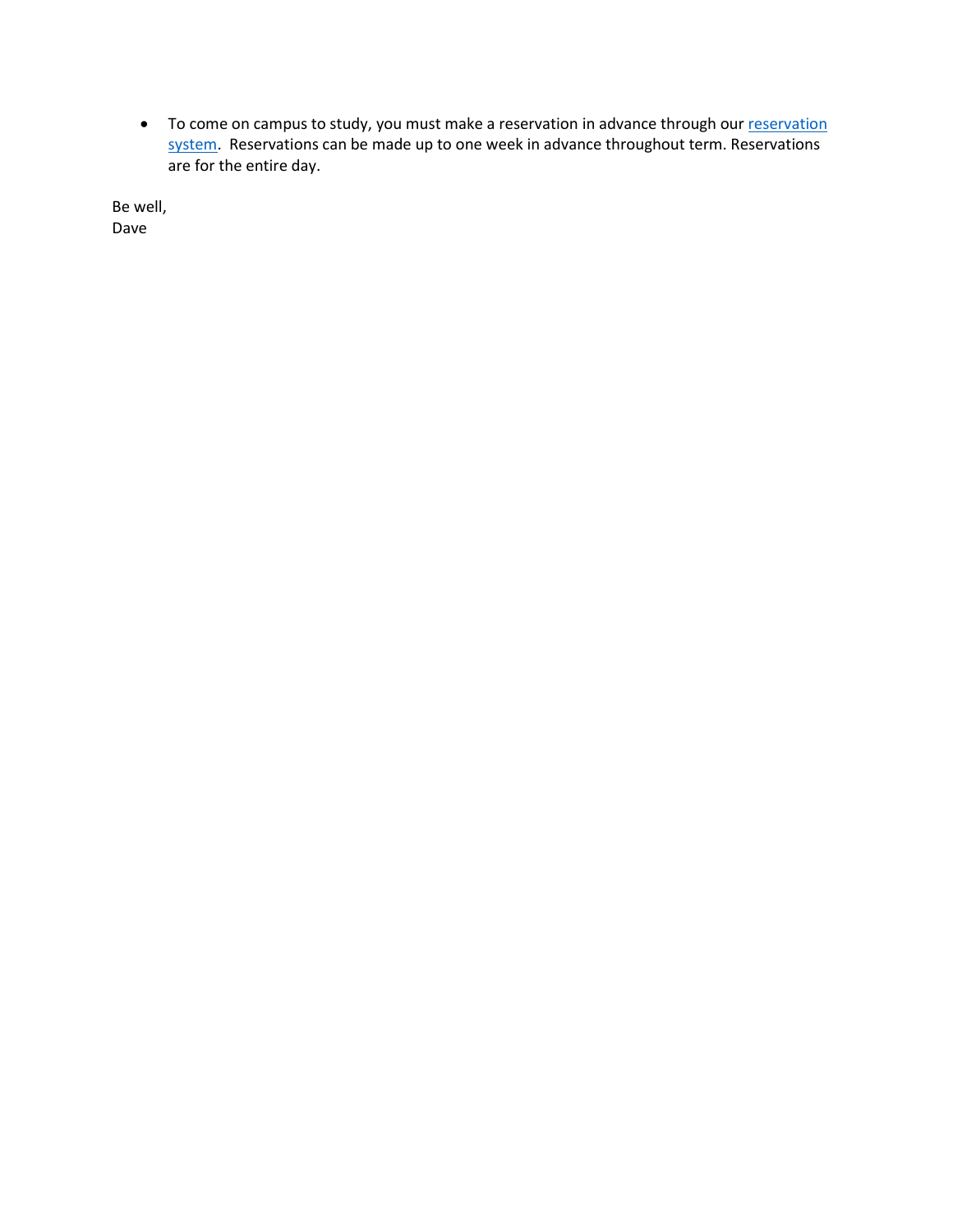- To come on campus to study, you must make a reservation in advance through our reservation system. Reservations can be made up to one week in advance throughout term. Reservations are for the entire day.

Be well,
Dave